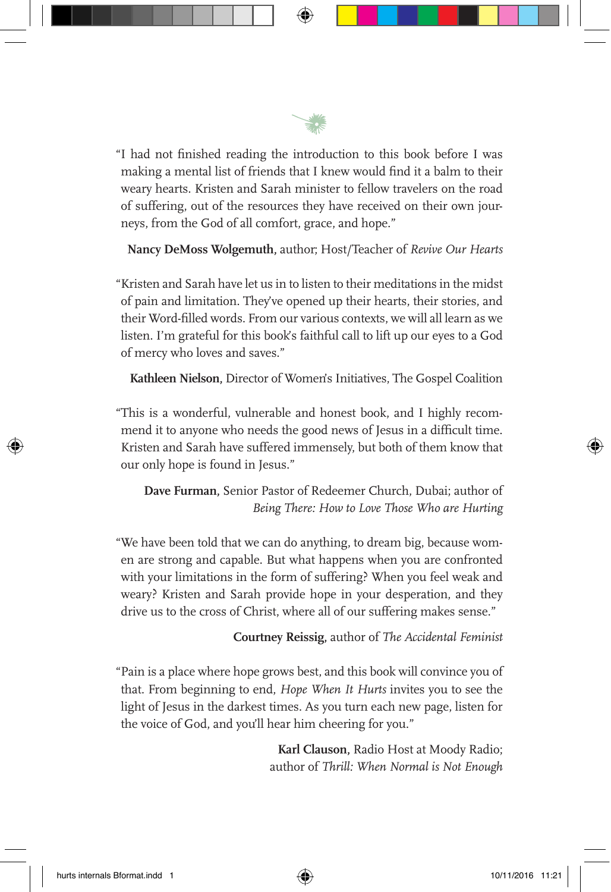"I had not finished reading the introduction to this book before I was making a mental list of friends that I knew would find it a balm to their weary hearts. Kristen and Sarah minister to fellow travelers on the road of suffering, out of the resources they have received on their own journeys, from the God of all comfort, grace, and hope."

**Nancy DeMoss Wolgemuth,** author; Host/Teacher of *Revive Our Hearts*

"Kristen and Sarah have let us in to listen to their meditations in the midst of pain and limitation. They've opened up their hearts, their stories, and their Word-filled words. From our various contexts, we will all learn as we listen. I'm grateful for this book's faithful call to lift up our eyes to a God of mercy who loves and saves."

**Kathleen Nielson,** Director of Women's Initiatives, The Gospel Coalition

"This is a wonderful, vulnerable and honest book, and I highly recommend it to anyone who needs the good news of Jesus in a difficult time. Kristen and Sarah have suffered immensely, but both of them know that our only hope is found in Jesus."

**Dave Furman,** Senior Pastor of Redeemer Church, Dubai; author of *Being There: How to Love Those Who are Hurting*

"We have been told that we can do anything, to dream big, because women are strong and capable. But what happens when you are confronted with your limitations in the form of suffering? When you feel weak and weary? Kristen and Sarah provide hope in your desperation, and they drive us to the cross of Christ, where all of our suffering makes sense."

**Courtney Reissig,** author of *The Accidental Feminist*

"Pain is a place where hope grows best, and this book will convince you of that. From beginning to end, *Hope When It Hurts* invites you to see the light of Jesus in the darkest times. As you turn each new page, listen for the voice of God, and you'll hear him cheering for you."

**Karl Clauson,** Radio Host at Moody Radio; author of *Thrill: When Normal is Not Enough*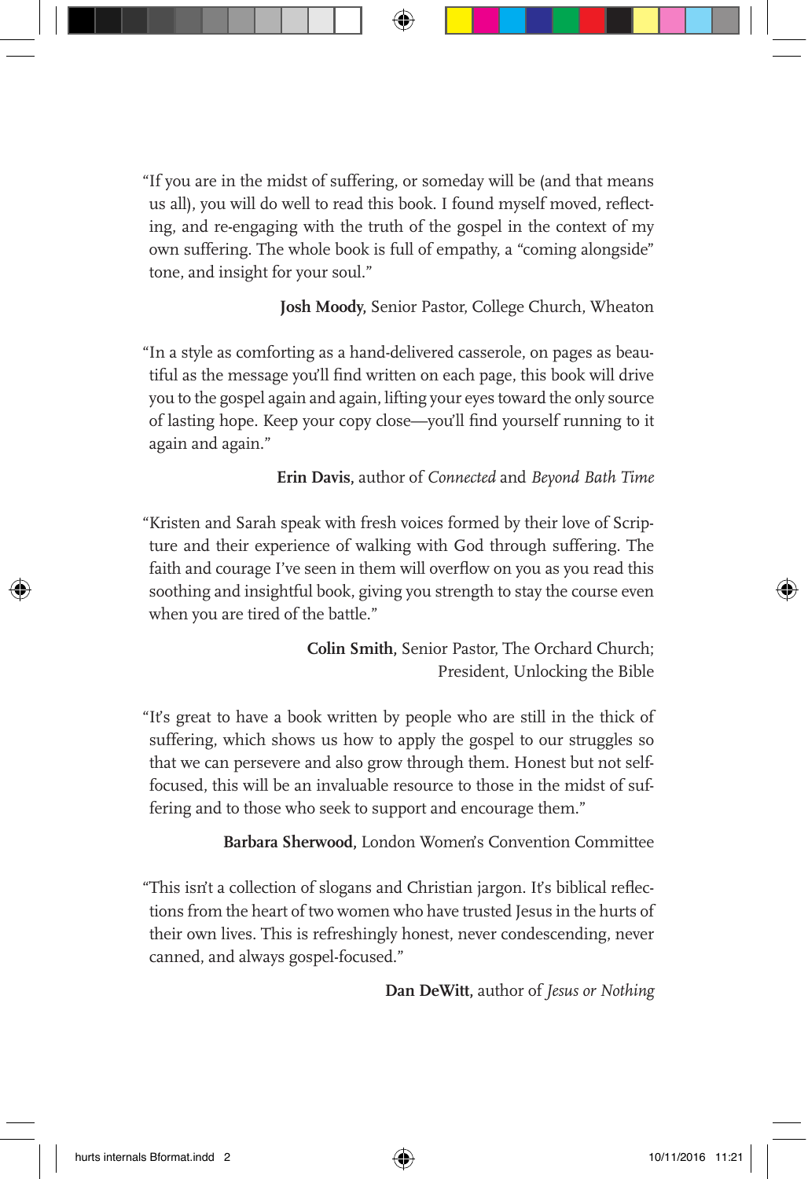"If you are in the midst of suffering, or someday will be (and that means us all), you will do well to read this book. I found myself moved, reflecting, and re-engaging with the truth of the gospel in the context of my own suffering. The whole book is full of empathy, a "coming alongside" tone, and insight for your soul."

**Josh Moody,** Senior Pastor, College Church, Wheaton

"In a style as comforting as a hand-delivered casserole, on pages as beautiful as the message you'll find written on each page, this book will drive you to the gospel again and again, lifting your eyes toward the only source of lasting hope. Keep your copy close—you'll find yourself running to it again and again."

**Erin Davis,** author of *Connected* and *Beyond Bath Time*

"Kristen and Sarah speak with fresh voices formed by their love of Scripture and their experience of walking with God through suffering. The faith and courage I've seen in them will overflow on you as you read this soothing and insightful book, giving you strength to stay the course even when you are tired of the battle."

**Colin Smith,** Senior Pastor, The Orchard Church;
President, Unlocking the Bible

"It's great to have a book written by people who are still in the thick of suffering, which shows us how to apply the gospel to our struggles so that we can persevere and also grow through them. Honest but not self-focused, this will be an invaluable resource to those in the midst of suffering and to those who seek to support and encourage them."

**Barbara Sherwood,** London Women's Convention Committee

"This isn't a collection of slogans and Christian jargon. It's biblical reflections from the heart of two women who have trusted Jesus in the hurts of their own lives. This is refreshingly honest, never condescending, never canned, and always gospel-focused."

**Dan DeWitt,** author of *Jesus or Nothing*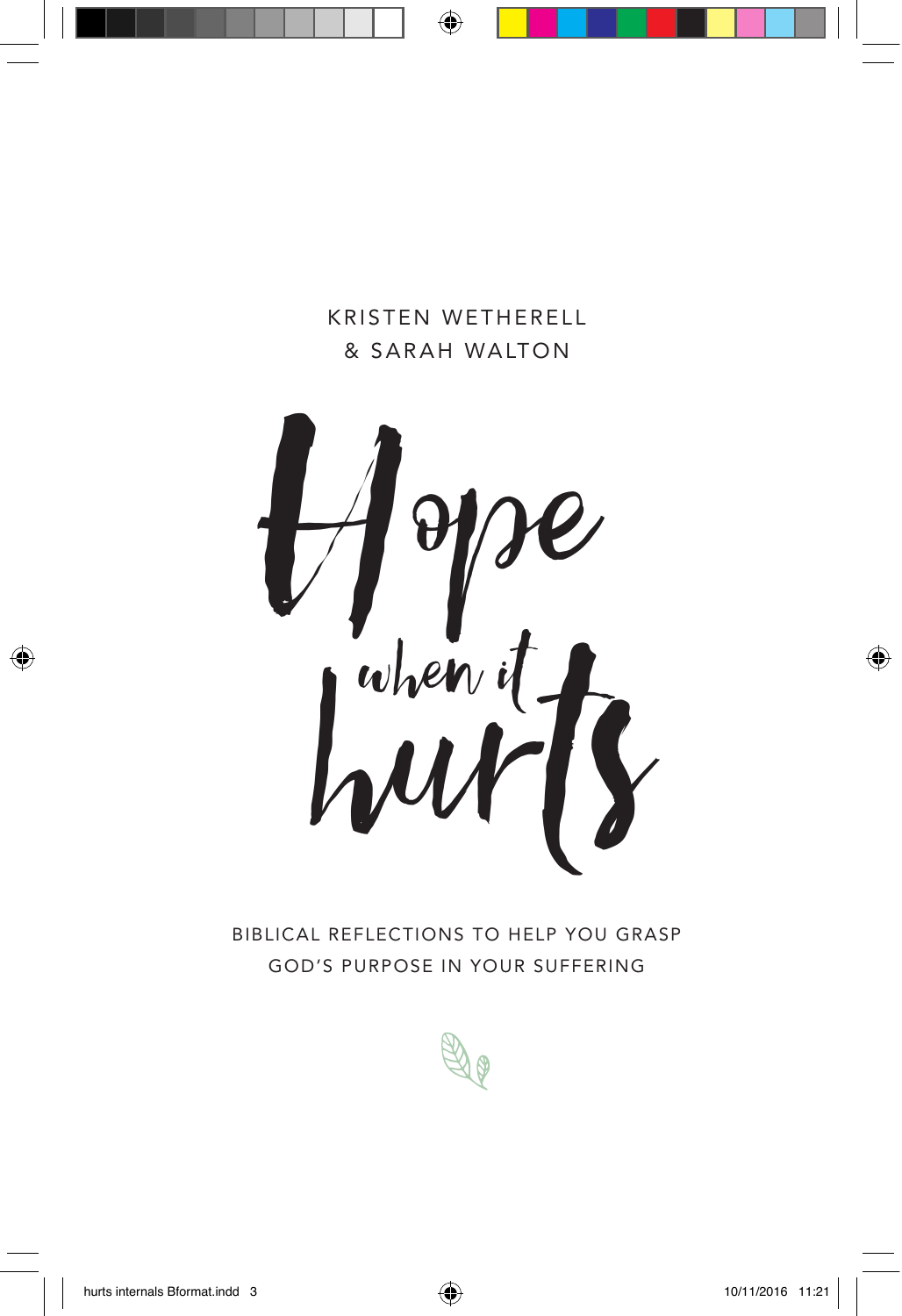KRISTEN WETHERELL
& SARAH WALTON

# Hope when it hurts

BIBLICAL REFLECTIONS TO HELP YOU GRASP GOD'S PURPOSE IN YOUR SUFFERING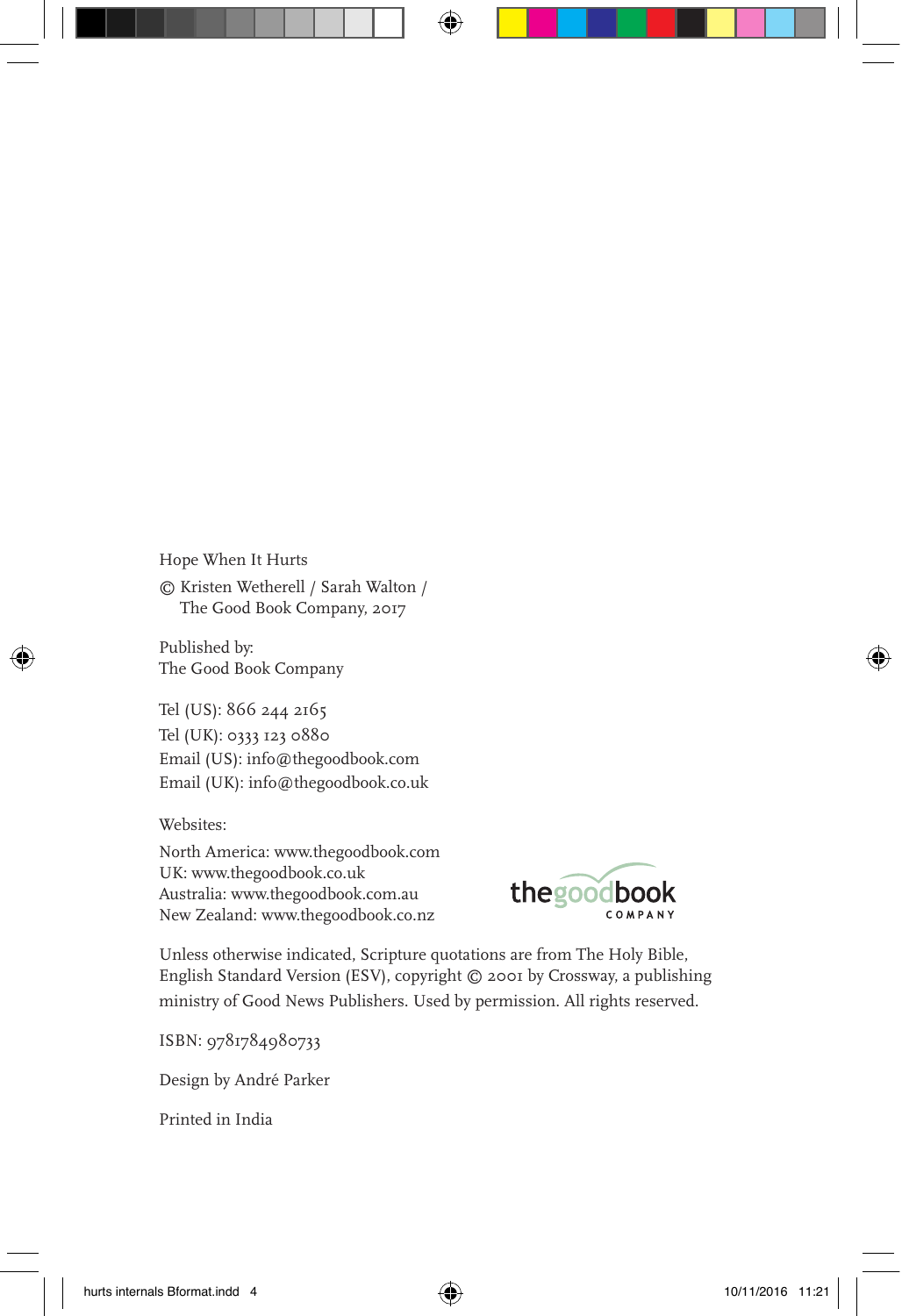Hope When It Hurts

© Kristen Wetherell / Sarah Walton /
The Good Book Company, 2017

Published by:
The Good Book Company

Tel (US): 866 244 2165
Tel (UK): 0333 123 0880
Email (US): info@thegoodbook.com
Email (UK): info@thegoodbook.co.uk

Websites:

North America: www.thegoodbook.com
UK: www.thegoodbook.co.uk
Australia: www.thegoodbook.com.au
New Zealand: www.thegoodbook.co.nz

Unless otherwise indicated, Scripture quotations are from The Holy Bible, English Standard Version (ESV), copyright © 2001 by Crossway, a publishing ministry of Good News Publishers. Used by permission. All rights reserved.

ISBN: 9781784980733

Design by André Parker

Printed in India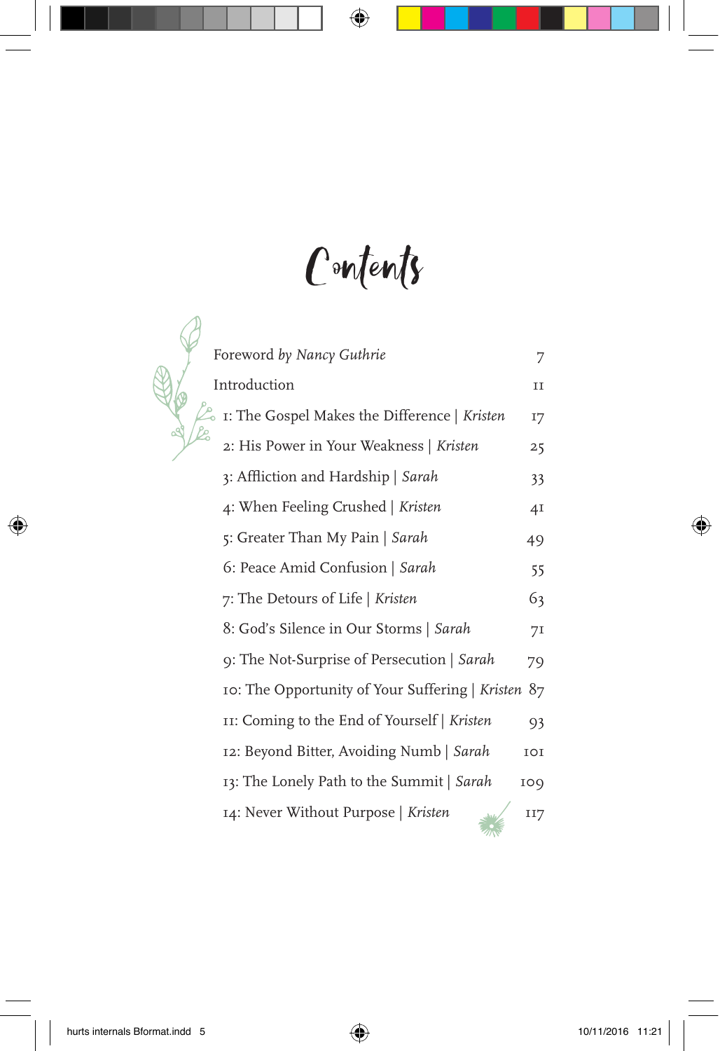# Contents

| | |
|---|---|
| Foreword *by Nancy Guthrie* | 7 |
| Introduction | 11 |
| 1: The Gospel Makes the Difference \| *Kristen* | 17 |
| 2: His Power in Your Weakness \| *Kristen* | 25 |
| 3: Affliction and Hardship \| *Sarah* | 33 |
| 4: When Feeling Crushed \| *Kristen* | 41 |
| 5: Greater Than My Pain \| *Sarah* | 49 |
| 6: Peace Amid Confusion \| *Sarah* | 55 |
| 7: The Detours of Life \| *Kristen* | 63 |
| 8: God's Silence in Our Storms \| *Sarah* | 71 |
| 9: The Not-Surprise of Persecution \| *Sarah* | 79 |
| 10: The Opportunity of Your Suffering \| *Kristen* | 87 |
| 11: Coming to the End of Yourself \| *Kristen* | 93 |
| 12: Beyond Bitter, Avoiding Numb \| *Sarah* | 101 |
| 13: The Lonely Path to the Summit \| *Sarah* | 109 |
| 14: Never Without Purpose \| *Kristen* | 117 |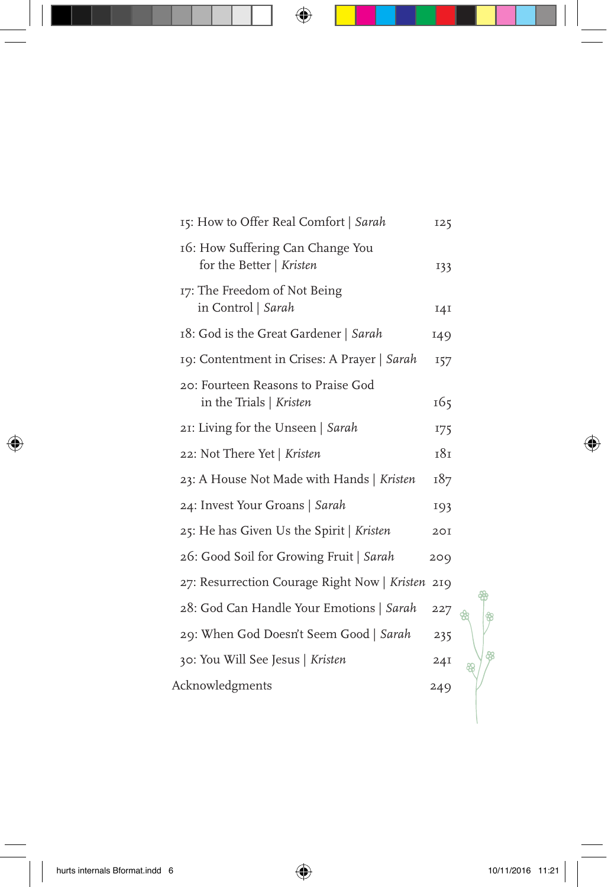15: How to Offer Real Comfort | *Sarah* 125

16: How Suffering Can Change You for the Better | *Kristen* 133

17: The Freedom of Not Being in Control | *Sarah* 141

18: God is the Great Gardener | *Sarah* 149

19: Contentment in Crises: A Prayer | *Sarah* 157

20: Fourteen Reasons to Praise God in the Trials | *Kristen* 165

21: Living for the Unseen | *Sarah* 175

22: Not There Yet | *Kristen* 181

23: A House Not Made with Hands | *Kristen* 187

24: Invest Your Groans | *Sarah* 193

25: He has Given Us the Spirit | *Kristen* 201

26: Good Soil for Growing Fruit | *Sarah* 209

27: Resurrection Courage Right Now | *Kristen* 219

28: God Can Handle Your Emotions | *Sarah* 227

29: When God Doesn't Seem Good | *Sarah* 235

30: You Will See Jesus | *Kristen* 241

Acknowledgments 249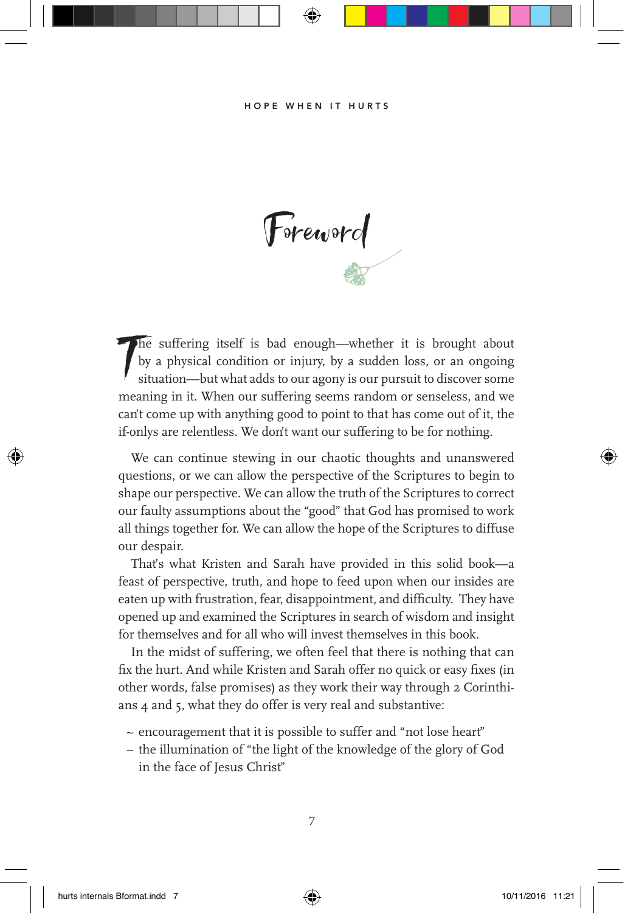# Foreword

The suffering itself is bad enough—whether it is brought about by a physical condition or injury, by a sudden loss, or an ongoing situation—but what adds to our agony is our pursuit to discover some meaning in it. When our suffering seems random or senseless, and we can't come up with anything good to point to that has come out of it, the if-onlys are relentless. We don't want our suffering to be for nothing.

We can continue stewing in our chaotic thoughts and unanswered questions, or we can allow the perspective of the Scriptures to begin to shape our perspective. We can allow the truth of the Scriptures to correct our faulty assumptions about the "good" that God has promised to work all things together for. We can allow the hope of the Scriptures to diffuse our despair.

That's what Kristen and Sarah have provided in this solid book—a feast of perspective, truth, and hope to feed upon when our insides are eaten up with frustration, fear, disappointment, and difficulty. They have opened up and examined the Scriptures in search of wisdom and insight for themselves and for all who will invest themselves in this book.

In the midst of suffering, we often feel that there is nothing that can fix the hurt. And while Kristen and Sarah offer no quick or easy fixes (in other words, false promises) as they work their way through 2 Corinthians 4 and 5, what they do offer is very real and substantive:

~ encouragement that it is possible to suffer and "not lose heart"
~ the illumination of "the light of the knowledge of the glory of God in the face of Jesus Christ"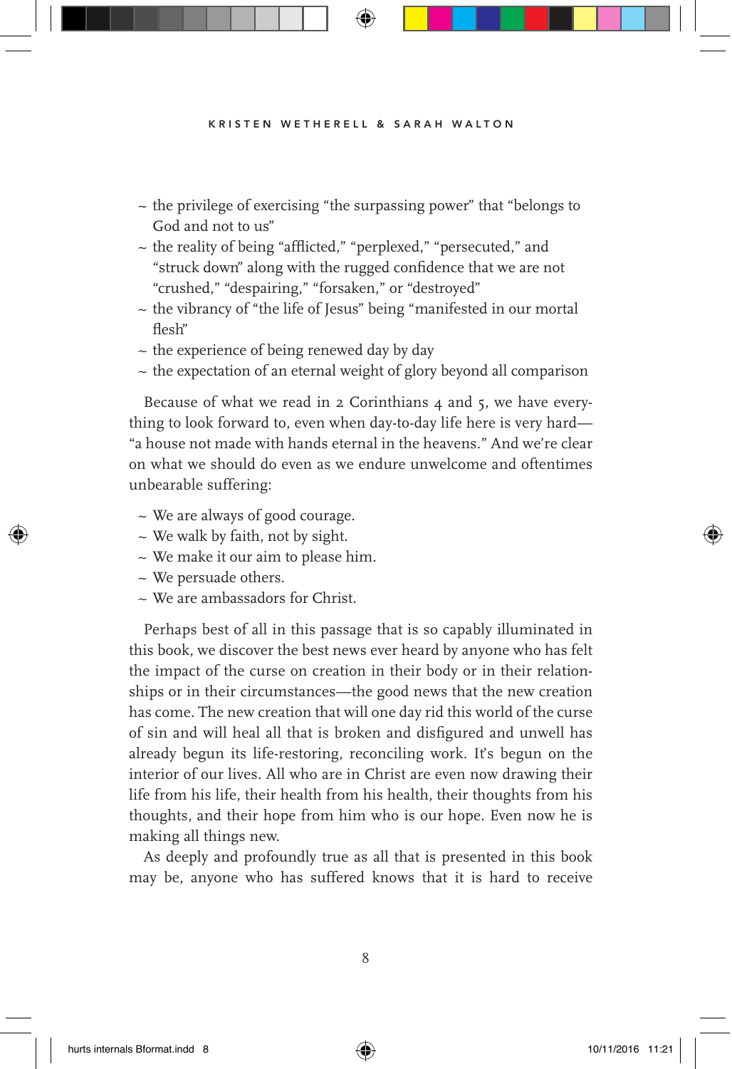- ~ the privilege of exercising "the surpassing power" that "belongs to God and not to us"
- ~ the reality of being "afflicted," "perplexed," "persecuted," and "struck down" along with the rugged confidence that we are not "crushed," "despairing," "forsaken," or "destroyed"
- ~ the vibrancy of "the life of Jesus" being "manifested in our mortal flesh"
- ~ the experience of being renewed day by day
- ~ the expectation of an eternal weight of glory beyond all comparison

Because of what we read in 2 Corinthians 4 and 5, we have everything to look forward to, even when day-to-day life here is very hard—"a house not made with hands eternal in the heavens." And we're clear on what we should do even as we endure unwelcome and oftentimes unbearable suffering:

- ~ We are always of good courage.
- ~ We walk by faith, not by sight.
- ~ We make it our aim to please him.
- ~ We persuade others.
- ~ We are ambassadors for Christ.

Perhaps best of all in this passage that is so capably illuminated in this book, we discover the best news ever heard by anyone who has felt the impact of the curse on creation in their body or in their relationships or in their circumstances—the good news that the new creation has come. The new creation that will one day rid this world of the curse of sin and will heal all that is broken and disfigured and unwell has already begun its life-restoring, reconciling work. It's begun on the interior of our lives. All who are in Christ are even now drawing their life from his life, their health from his health, their thoughts from his thoughts, and their hope from him who is our hope. Even now he is making all things new.

As deeply and profoundly true as all that is presented in this book may be, anyone who has suffered knows that it is hard to receive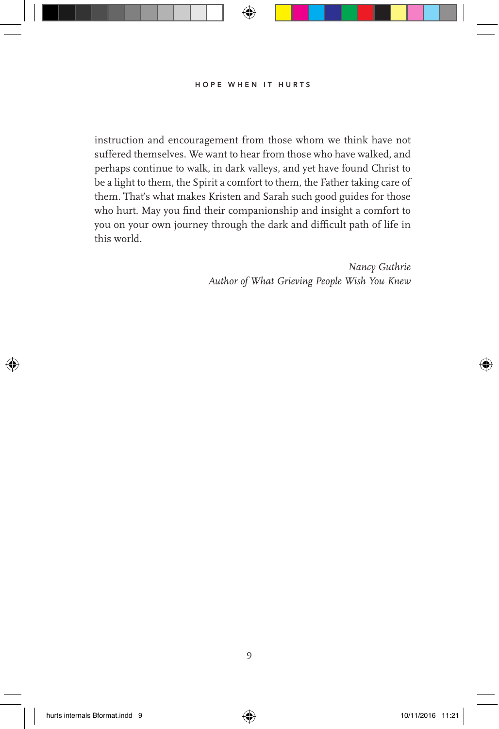instruction and encouragement from those whom we think have not suffered themselves. We want to hear from those who have walked, and perhaps continue to walk, in dark valleys, and yet have found Christ to be a light to them, the Spirit a comfort to them, the Father taking care of them. That's what makes Kristen and Sarah such good guides for those who hurt. May you find their companionship and insight a comfort to you on your own journey through the dark and difficult path of life in this world.

*Nancy Guthrie*
*Author of What Grieving People Wish You Knew*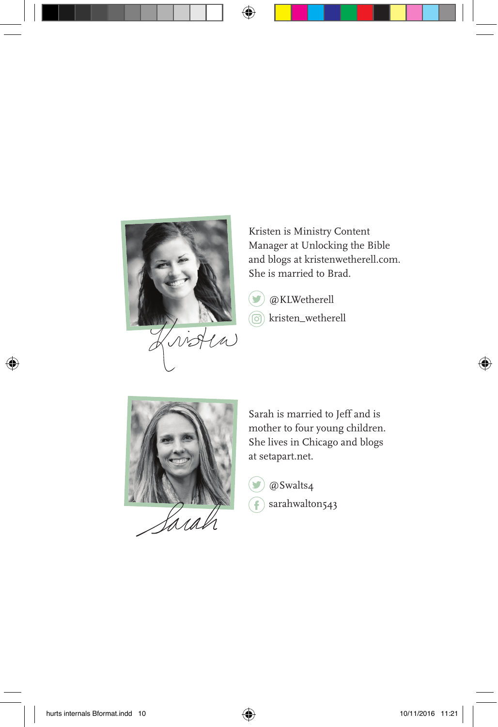Kristen is Ministry Content Manager at Unlocking the Bible and blogs at kristenwetherell.com. She is married to Brad.

@KLWetherell

kristen_wetherell

Sarah is married to Jeff and is mother to four young children. She lives in Chicago and blogs at setapart.net.

@Swalts4

sarahwalton543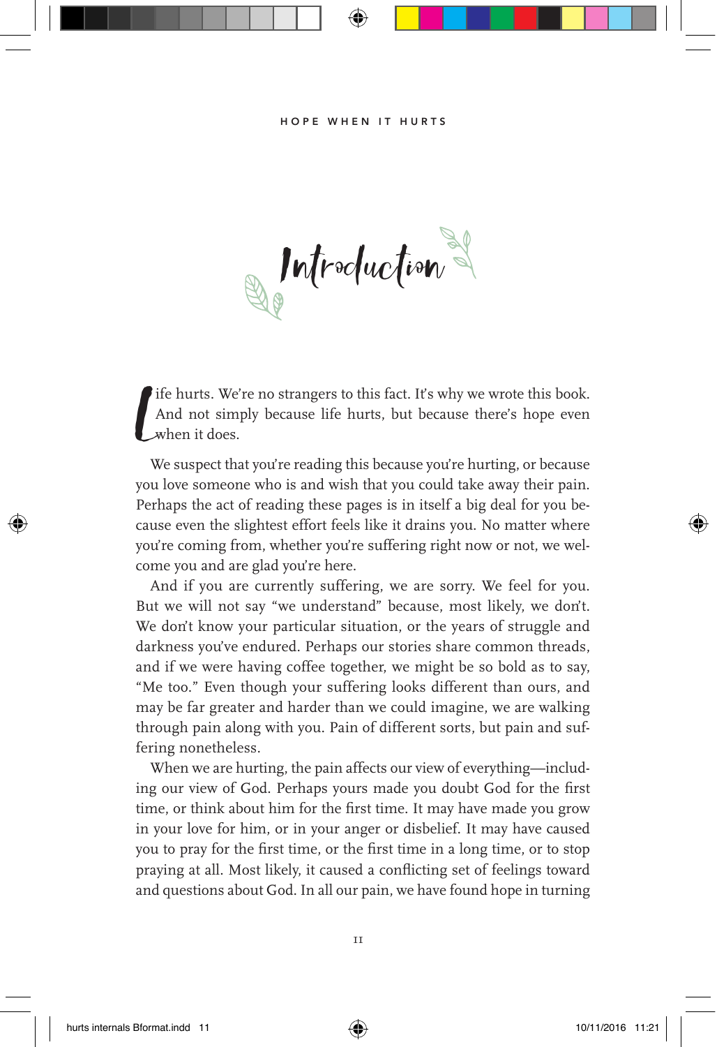# Introduction

Life hurts. We're no strangers to this fact. It's why we wrote this book. And not simply because life hurts, but because there's hope even when it does.

We suspect that you're reading this because you're hurting, or because you love someone who is and wish that you could take away their pain. Perhaps the act of reading these pages is in itself a big deal for you because even the slightest effort feels like it drains you. No matter where you're coming from, whether you're suffering right now or not, we welcome you and are glad you're here.

And if you are currently suffering, we are sorry. We feel for you. But we will not say "we understand" because, most likely, we don't. We don't know your particular situation, or the years of struggle and darkness you've endured. Perhaps our stories share common threads, and if we were having coffee together, we might be so bold as to say, "Me too." Even though your suffering looks different than ours, and may be far greater and harder than we could imagine, we are walking through pain along with you. Pain of different sorts, but pain and suffering nonetheless.

When we are hurting, the pain affects our view of everything—including our view of God. Perhaps yours made you doubt God for the first time, or think about him for the first time. It may have made you grow in your love for him, or in your anger or disbelief. It may have caused you to pray for the first time, or the first time in a long time, or to stop praying at all. Most likely, it caused a conflicting set of feelings toward and questions about God. In all our pain, we have found hope in turning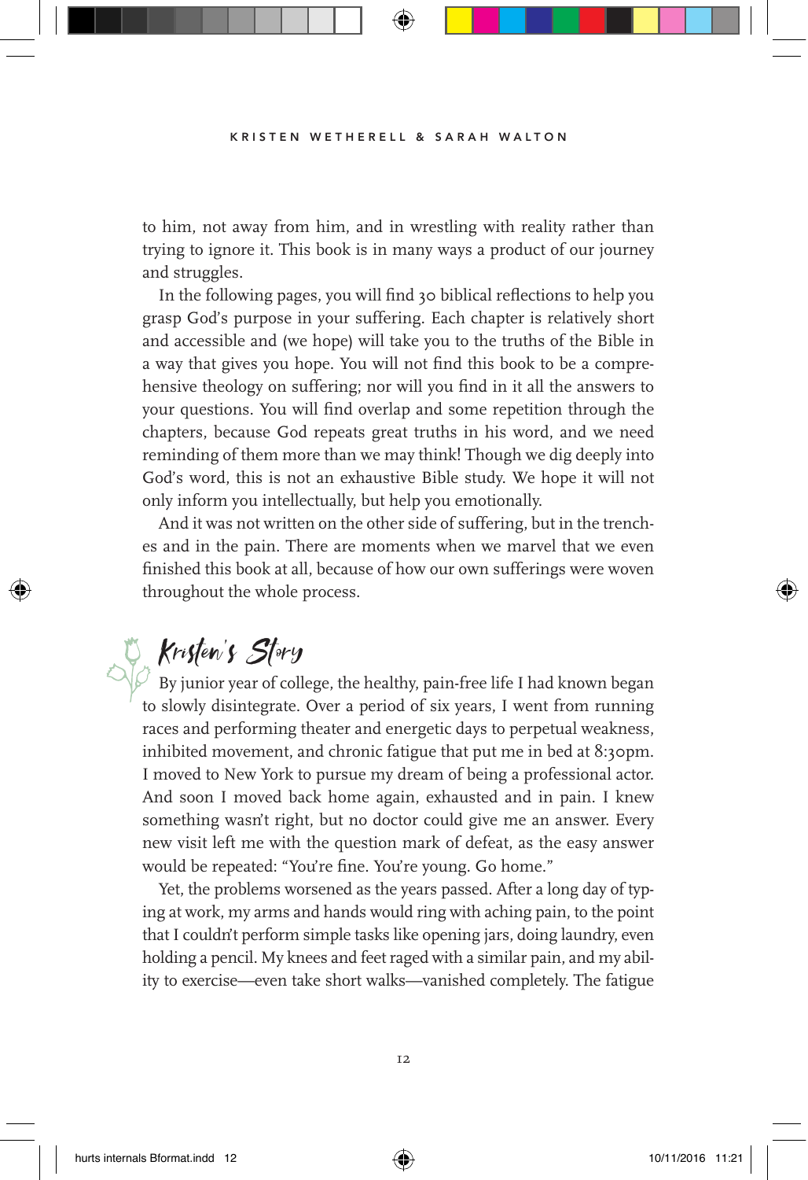to him, not away from him, and in wrestling with reality rather than trying to ignore it. This book is in many ways a product of our journey and struggles.

In the following pages, you will find 30 biblical reflections to help you grasp God's purpose in your suffering. Each chapter is relatively short and accessible and (we hope) will take you to the truths of the Bible in a way that gives you hope. You will not find this book to be a comprehensive theology on suffering; nor will you find in it all the answers to your questions. You will find overlap and some repetition through the chapters, because God repeats great truths in his word, and we need reminding of them more than we may think! Though we dig deeply into God's word, this is not an exhaustive Bible study. We hope it will not only inform you intellectually, but help you emotionally.

And it was not written on the other side of suffering, but in the trenches and in the pain. There are moments when we marvel that we even finished this book at all, because of how our own sufferings were woven throughout the whole process.

## Kristen's Story

By junior year of college, the healthy, pain-free life I had known began to slowly disintegrate. Over a period of six years, I went from running races and performing theater and energetic days to perpetual weakness, inhibited movement, and chronic fatigue that put me in bed at 8:30pm. I moved to New York to pursue my dream of being a professional actor. And soon I moved back home again, exhausted and in pain. I knew something wasn't right, but no doctor could give me an answer. Every new visit left me with the question mark of defeat, as the easy answer would be repeated: "You're fine. You're young. Go home."

Yet, the problems worsened as the years passed. After a long day of typing at work, my arms and hands would ring with aching pain, to the point that I couldn't perform simple tasks like opening jars, doing laundry, even holding a pencil. My knees and feet raged with a similar pain, and my ability to exercise—even take short walks—vanished completely. The fatigue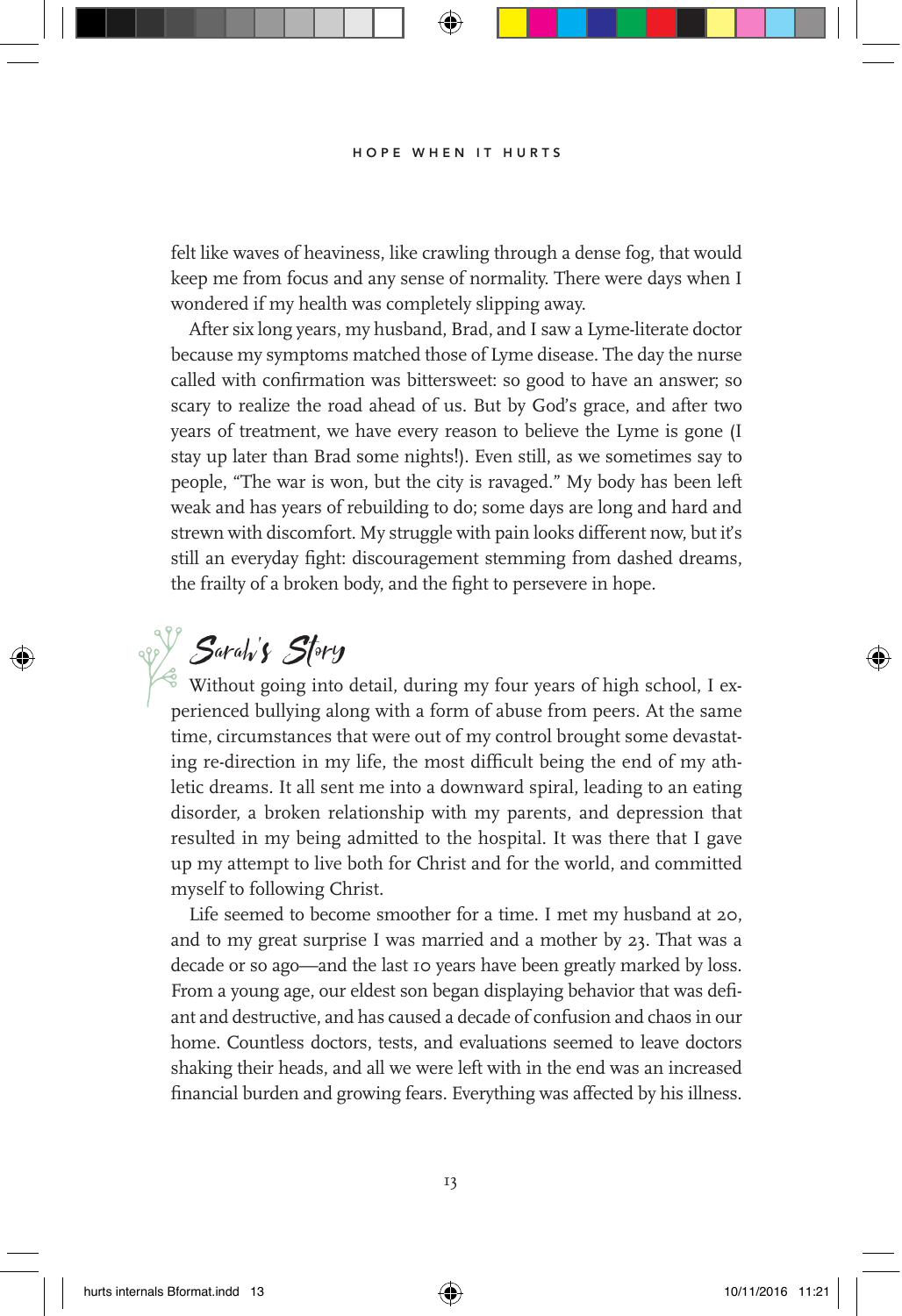felt like waves of heaviness, like crawling through a dense fog, that would keep me from focus and any sense of normality. There were days when I wondered if my health was completely slipping away.

After six long years, my husband, Brad, and I saw a Lyme-literate doctor because my symptoms matched those of Lyme disease. The day the nurse called with confirmation was bittersweet: so good to have an answer; so scary to realize the road ahead of us. But by God's grace, and after two years of treatment, we have every reason to believe the Lyme is gone (I stay up later than Brad some nights!). Even still, as we sometimes say to people, "The war is won, but the city is ravaged." My body has been left weak and has years of rebuilding to do; some days are long and hard and strewn with discomfort. My struggle with pain looks different now, but it's still an everyday fight: discouragement stemming from dashed dreams, the frailty of a broken body, and the fight to persevere in hope.

## Sarah's Story

Without going into detail, during my four years of high school, I experienced bullying along with a form of abuse from peers. At the same time, circumstances that were out of my control brought some devastating re-direction in my life, the most difficult being the end of my athletic dreams. It all sent me into a downward spiral, leading to an eating disorder, a broken relationship with my parents, and depression that resulted in my being admitted to the hospital. It was there that I gave up my attempt to live both for Christ and for the world, and committed myself to following Christ.

Life seemed to become smoother for a time. I met my husband at 20, and to my great surprise I was married and a mother by 23. That was a decade or so ago—and the last 10 years have been greatly marked by loss. From a young age, our eldest son began displaying behavior that was defiant and destructive, and has caused a decade of confusion and chaos in our home. Countless doctors, tests, and evaluations seemed to leave doctors shaking their heads, and all we were left with in the end was an increased financial burden and growing fears. Everything was affected by his illness.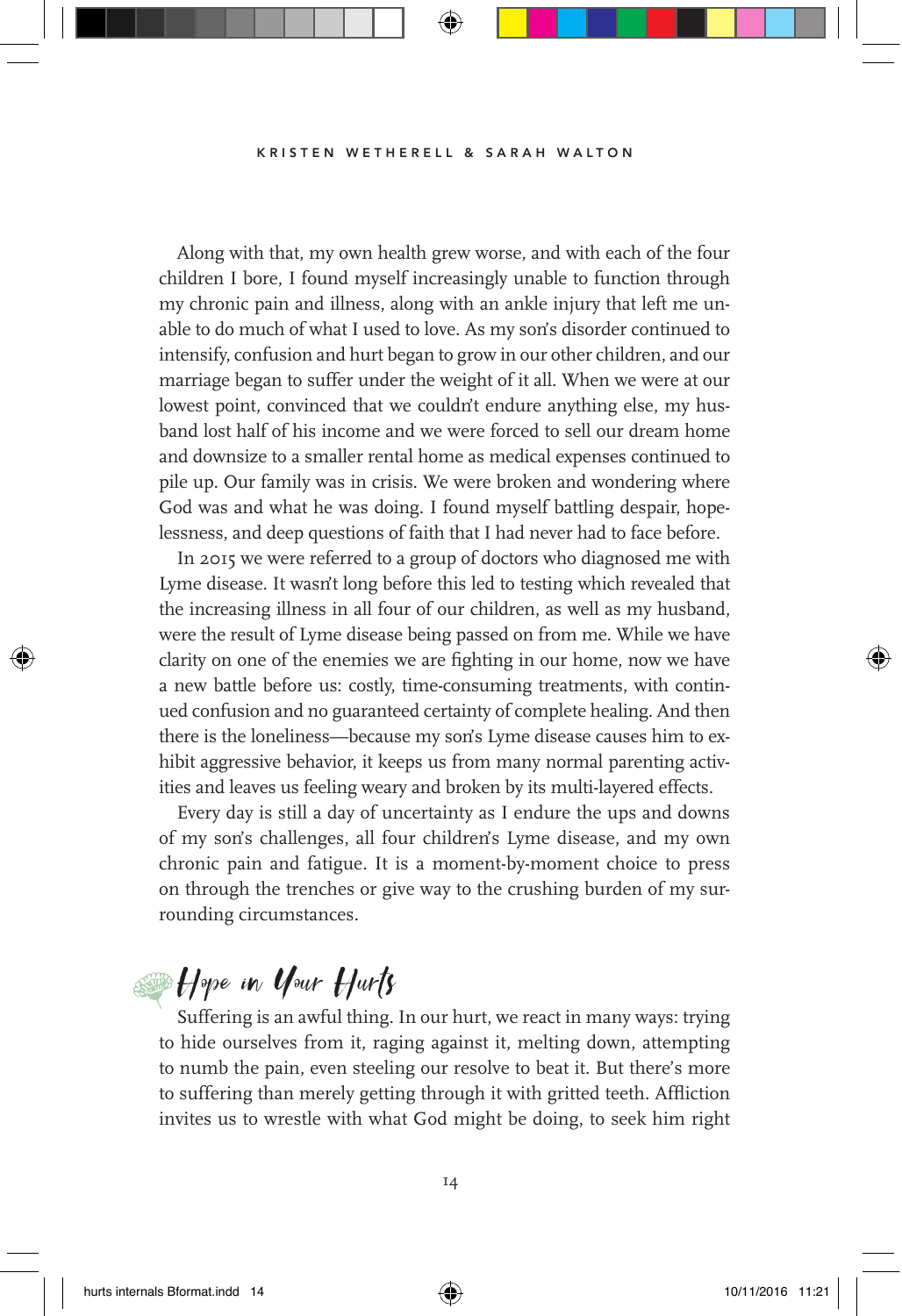Along with that, my own health grew worse, and with each of the four children I bore, I found myself increasingly unable to function through my chronic pain and illness, along with an ankle injury that left me unable to do much of what I used to love. As my son's disorder continued to intensify, confusion and hurt began to grow in our other children, and our marriage began to suffer under the weight of it all. When we were at our lowest point, convinced that we couldn't endure anything else, my husband lost half of his income and we were forced to sell our dream home and downsize to a smaller rental home as medical expenses continued to pile up. Our family was in crisis. We were broken and wondering where God was and what he was doing. I found myself battling despair, hopelessness, and deep questions of faith that I had never had to face before.

In 2015 we were referred to a group of doctors who diagnosed me with Lyme disease. It wasn't long before this led to testing which revealed that the increasing illness in all four of our children, as well as my husband, were the result of Lyme disease being passed on from me. While we have clarity on one of the enemies we are fighting in our home, now we have a new battle before us: costly, time-consuming treatments, with continued confusion and no guaranteed certainty of complete healing. And then there is the loneliness—because my son's Lyme disease causes him to exhibit aggressive behavior, it keeps us from many normal parenting activities and leaves us feeling weary and broken by its multi-layered effects.

Every day is still a day of uncertainty as I endure the ups and downs of my son's challenges, all four children's Lyme disease, and my own chronic pain and fatigue. It is a moment-by-moment choice to press on through the trenches or give way to the crushing burden of my surrounding circumstances.

## Hope in Your Hurts

Suffering is an awful thing. In our hurt, we react in many ways: trying to hide ourselves from it, raging against it, melting down, attempting to numb the pain, even steeling our resolve to beat it. But there's more to suffering than merely getting through it with gritted teeth. Affliction invites us to wrestle with what God might be doing, to seek him right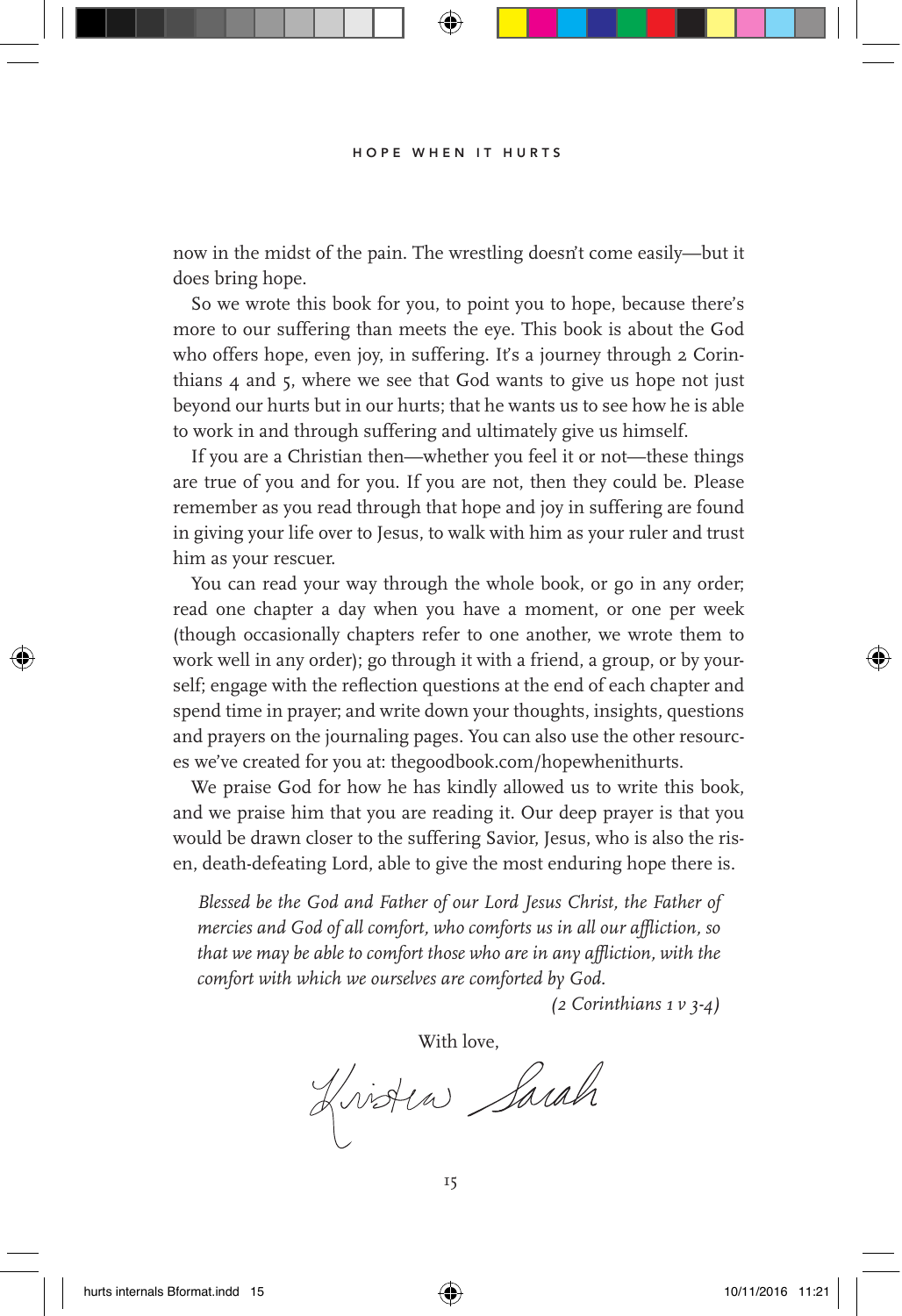now in the midst of the pain. The wrestling doesn't come easily—but it does bring hope.

So we wrote this book for you, to point you to hope, because there's more to our suffering than meets the eye. This book is about the God who offers hope, even joy, in suffering. It's a journey through 2 Corinthians 4 and 5, where we see that God wants to give us hope not just beyond our hurts but in our hurts; that he wants us to see how he is able to work in and through suffering and ultimately give us himself.

If you are a Christian then—whether you feel it or not—these things are true of you and for you. If you are not, then they could be. Please remember as you read through that hope and joy in suffering are found in giving your life over to Jesus, to walk with him as your ruler and trust him as your rescuer.

You can read your way through the whole book, or go in any order; read one chapter a day when you have a moment, or one per week (though occasionally chapters refer to one another, we wrote them to work well in any order); go through it with a friend, a group, or by yourself; engage with the reflection questions at the end of each chapter and spend time in prayer; and write down your thoughts, insights, questions and prayers on the journaling pages. You can also use the other resources we've created for you at: thegoodbook.com/hopewhenithurts.

We praise God for how he has kindly allowed us to write this book, and we praise him that you are reading it. Our deep prayer is that you would be drawn closer to the suffering Savior, Jesus, who is also the risen, death-defeating Lord, able to give the most enduring hope there is.

> *Blessed be the God and Father of our Lord Jesus Christ, the Father of mercies and God of all comfort, who comforts us in all our affliction, so that we may be able to comfort those who are in any affliction, with the comfort with which we ourselves are comforted by God.*
>
> *(2 Corinthians 1 v 3-4)*

With love,

Kristen Sarah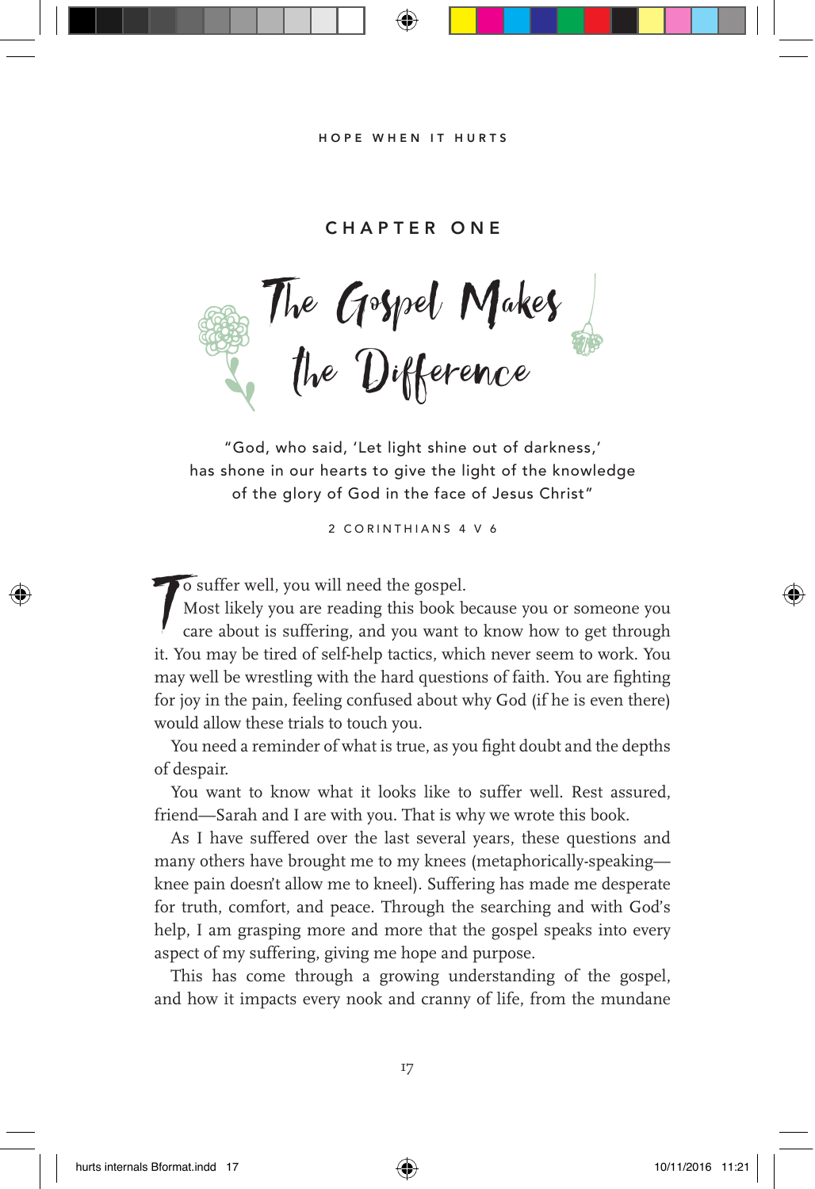## CHAPTER ONE

# The Gospel Makes the Difference

"God, who said, 'Let light shine out of darkness,' has shone in our hearts to give the light of the knowledge of the glory of God in the face of Jesus Christ"

2 CORINTHIANS 4 V 6

To suffer well, you will need the gospel.

Most likely you are reading this book because you or someone you care about is suffering, and you want to know how to get through it. You may be tired of self-help tactics, which never seem to work. You may well be wrestling with the hard questions of faith. You are fighting for joy in the pain, feeling confused about why God (if he is even there) would allow these trials to touch you.

You need a reminder of what is true, as you fight doubt and the depths of despair.

You want to know what it looks like to suffer well. Rest assured, friend—Sarah and I are with you. That is why we wrote this book.

As I have suffered over the last several years, these questions and many others have brought me to my knees (metaphorically-speaking—knee pain doesn't allow me to kneel). Suffering has made me desperate for truth, comfort, and peace. Through the searching and with God's help, I am grasping more and more that the gospel speaks into every aspect of my suffering, giving me hope and purpose.

This has come through a growing understanding of the gospel, and how it impacts every nook and cranny of life, from the mundane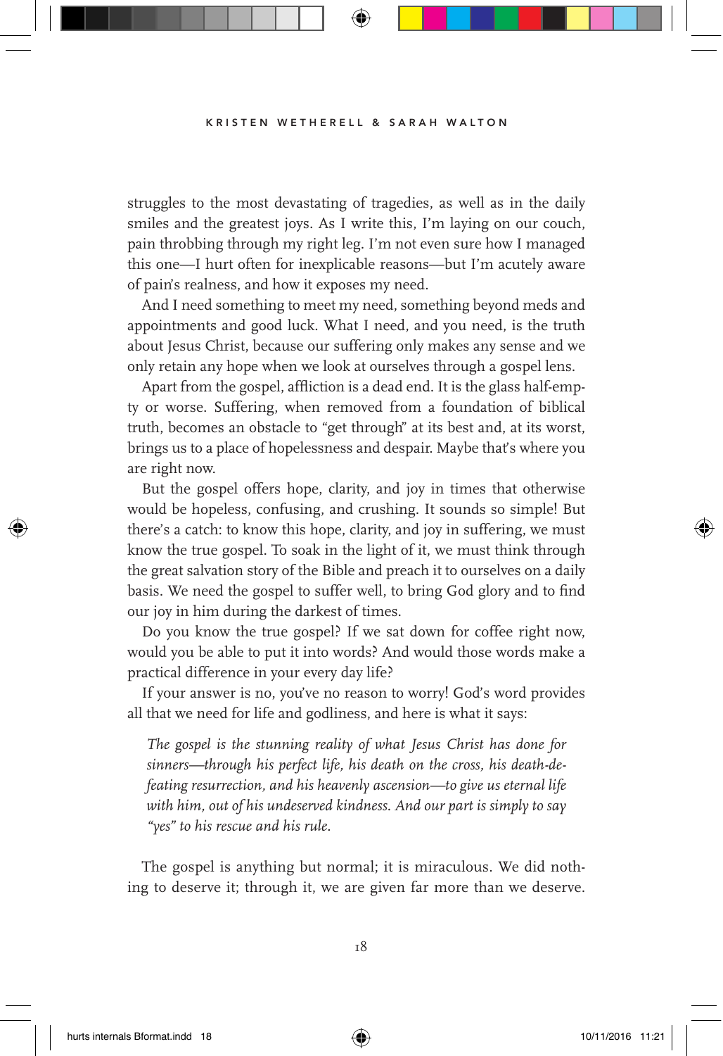struggles to the most devastating of tragedies, as well as in the daily smiles and the greatest joys. As I write this, I'm laying on our couch, pain throbbing through my right leg. I'm not even sure how I managed this one—I hurt often for inexplicable reasons—but I'm acutely aware of pain's realness, and how it exposes my need.

And I need something to meet my need, something beyond meds and appointments and good luck. What I need, and you need, is the truth about Jesus Christ, because our suffering only makes any sense and we only retain any hope when we look at ourselves through a gospel lens.

Apart from the gospel, affliction is a dead end. It is the glass half-empty or worse. Suffering, when removed from a foundation of biblical truth, becomes an obstacle to "get through" at its best and, at its worst, brings us to a place of hopelessness and despair. Maybe that's where you are right now.

But the gospel offers hope, clarity, and joy in times that otherwise would be hopeless, confusing, and crushing. It sounds so simple! But there's a catch: to know this hope, clarity, and joy in suffering, we must know the true gospel. To soak in the light of it, we must think through the great salvation story of the Bible and preach it to ourselves on a daily basis. We need the gospel to suffer well, to bring God glory and to find our joy in him during the darkest of times.

Do you know the true gospel? If we sat down for coffee right now, would you be able to put it into words? And would those words make a practical difference in your every day life?

If your answer is no, you've no reason to worry! God's word provides all that we need for life and godliness, and here is what it says:

> *The gospel is the stunning reality of what Jesus Christ has done for sinners—through his perfect life, his death on the cross, his death-defeating resurrection, and his heavenly ascension—to give us eternal life with him, out of his undeserved kindness. And our part is simply to say "yes" to his rescue and his rule.*

The gospel is anything but normal; it is miraculous. We did nothing to deserve it; through it, we are given far more than we deserve.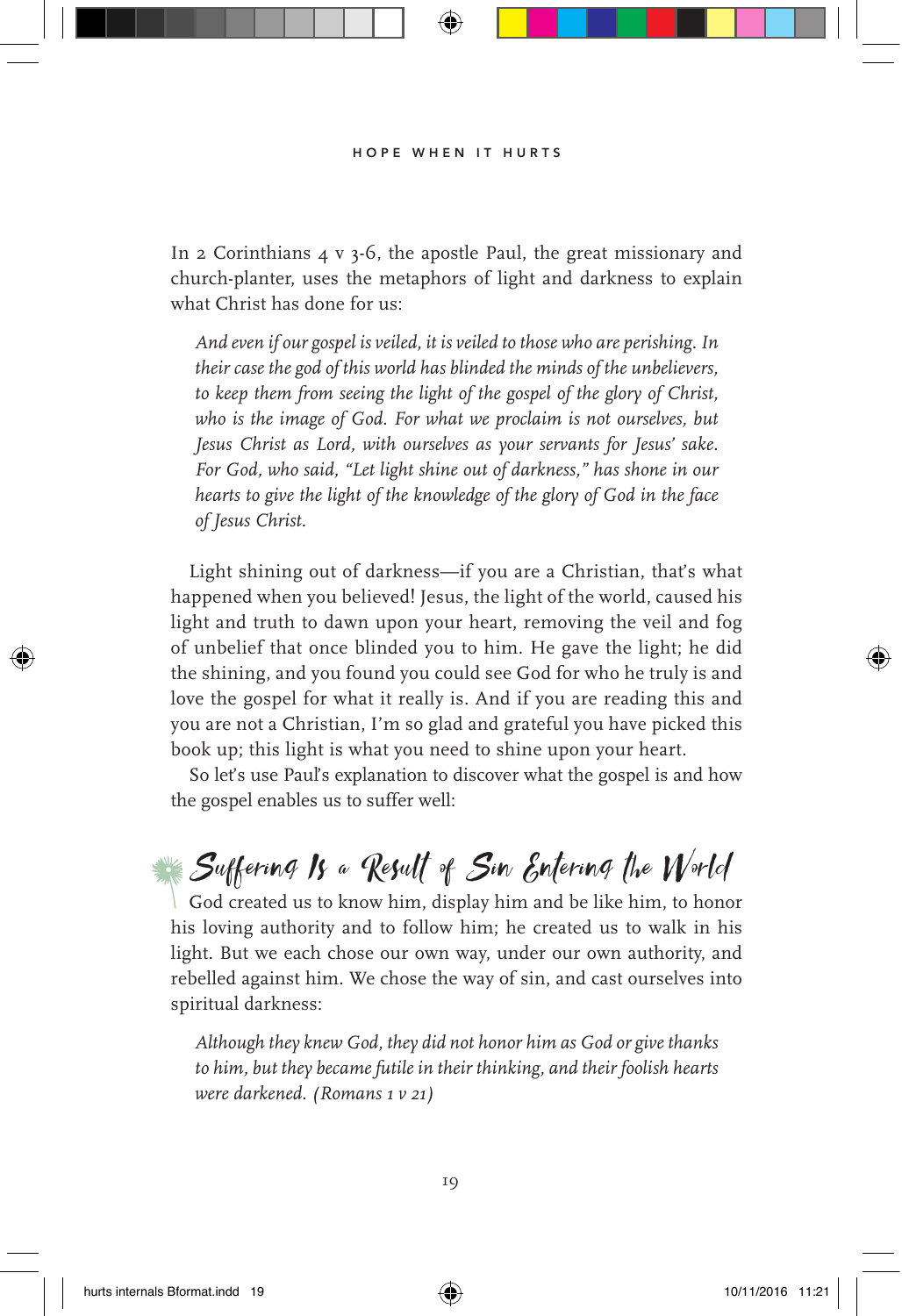In 2 Corinthians 4 v 3-6, the apostle Paul, the great missionary and church-planter, uses the metaphors of light and darkness to explain what Christ has done for us:

> *And even if our gospel is veiled, it is veiled to those who are perishing. In their case the god of this world has blinded the minds of the unbelievers, to keep them from seeing the light of the gospel of the glory of Christ, who is the image of God. For what we proclaim is not ourselves, but Jesus Christ as Lord, with ourselves as your servants for Jesus' sake. For God, who said, "Let light shine out of darkness," has shone in our hearts to give the light of the knowledge of the glory of God in the face of Jesus Christ.*

Light shining out of darkness—if you are a Christian, that's what happened when you believed! Jesus, the light of the world, caused his light and truth to dawn upon your heart, removing the veil and fog of unbelief that once blinded you to him. He gave the light; he did the shining, and you found you could see God for who he truly is and love the gospel for what it really is. And if you are reading this and you are not a Christian, I'm so glad and grateful you have picked this book up; this light is what you need to shine upon your heart.

So let's use Paul's explanation to discover what the gospel is and how the gospel enables us to suffer well:

## Suffering Is a Result of Sin Entering the World

God created us to know him, display him and be like him, to honor his loving authority and to follow him; he created us to walk in his light. But we each chose our own way, under our own authority, and rebelled against him. We chose the way of sin, and cast ourselves into spiritual darkness:

> *Although they knew God, they did not honor him as God or give thanks to him, but they became futile in their thinking, and their foolish hearts were darkened. (Romans 1 v 21)*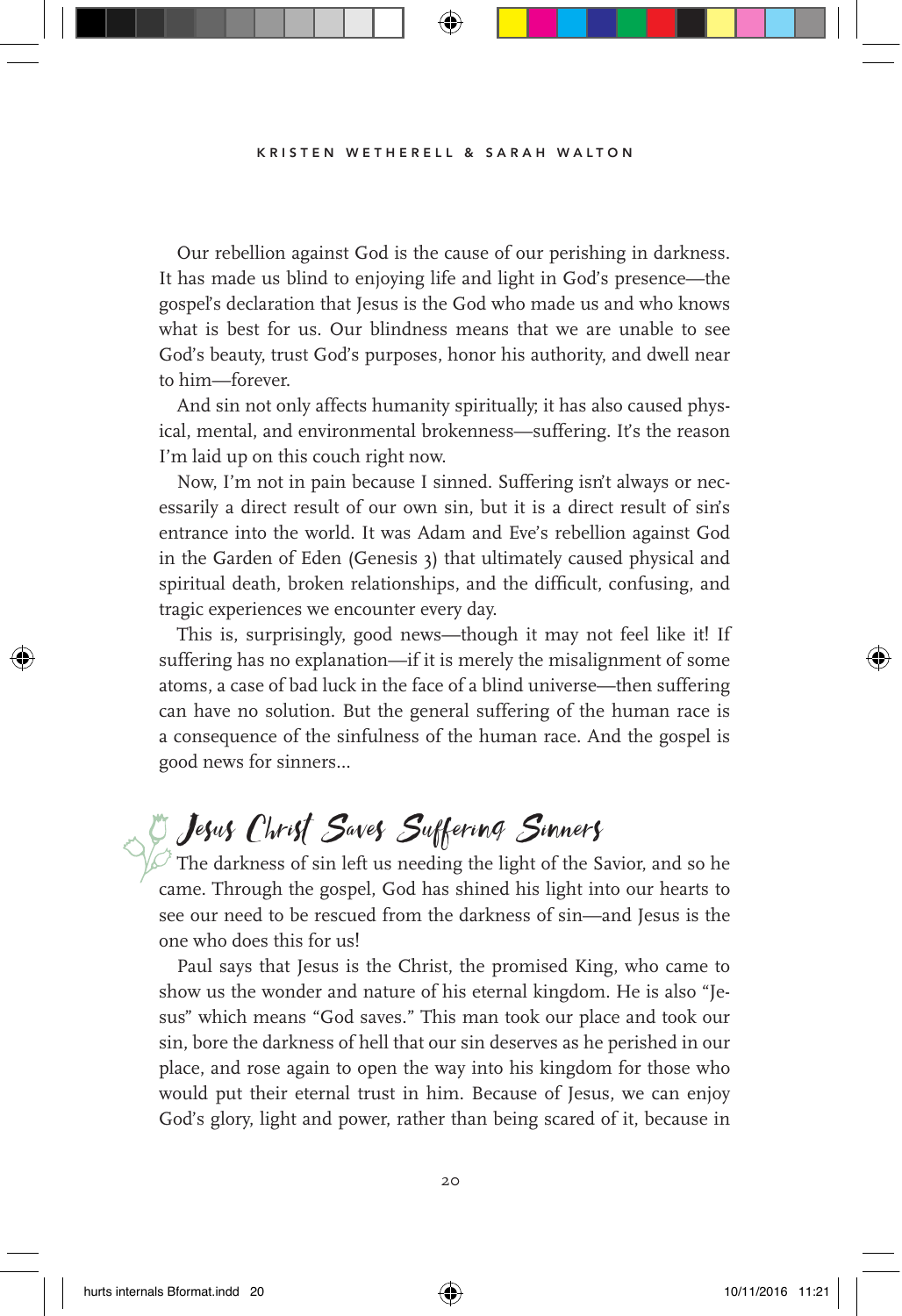Our rebellion against God is the cause of our perishing in darkness. It has made us blind to enjoying life and light in God's presence—the gospel's declaration that Jesus is the God who made us and who knows what is best for us. Our blindness means that we are unable to see God's beauty, trust God's purposes, honor his authority, and dwell near to him—forever.

And sin not only affects humanity spiritually; it has also caused physical, mental, and environmental brokenness—suffering. It's the reason I'm laid up on this couch right now.

Now, I'm not in pain because I sinned. Suffering isn't always or necessarily a direct result of our own sin, but it is a direct result of sin's entrance into the world. It was Adam and Eve's rebellion against God in the Garden of Eden (Genesis 3) that ultimately caused physical and spiritual death, broken relationships, and the difficult, confusing, and tragic experiences we encounter every day.

This is, surprisingly, good news—though it may not feel like it! If suffering has no explanation—if it is merely the misalignment of some atoms, a case of bad luck in the face of a blind universe—then suffering can have no solution. But the general suffering of the human race is a consequence of the sinfulness of the human race. And the gospel is good news for sinners...

## Jesus Christ Saves Suffering Sinners

The darkness of sin left us needing the light of the Savior, and so he came. Through the gospel, God has shined his light into our hearts to see our need to be rescued from the darkness of sin—and Jesus is the one who does this for us!

Paul says that Jesus is the Christ, the promised King, who came to show us the wonder and nature of his eternal kingdom. He is also "Jesus" which means "God saves." This man took our place and took our sin, bore the darkness of hell that our sin deserves as he perished in our place, and rose again to open the way into his kingdom for those who would put their eternal trust in him. Because of Jesus, we can enjoy God's glory, light and power, rather than being scared of it, because in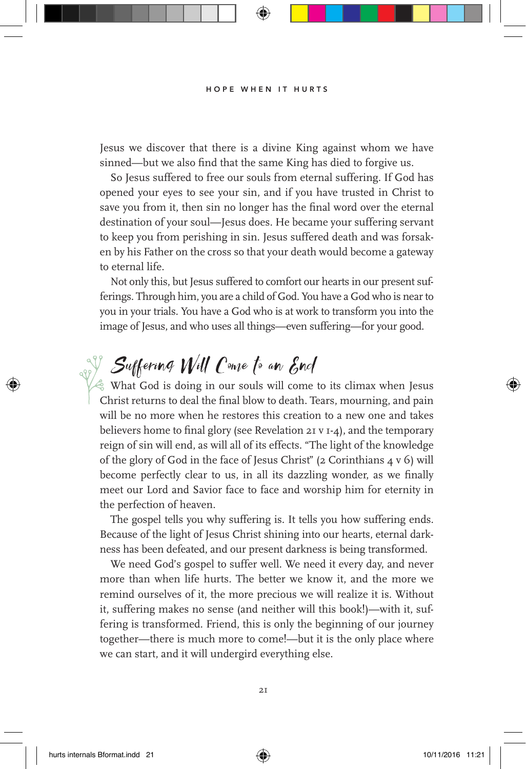Jesus we discover that there is a divine King against whom we have sinned—but we also find that the same King has died to forgive us.

So Jesus suffered to free our souls from eternal suffering. If God has opened your eyes to see your sin, and if you have trusted in Christ to save you from it, then sin no longer has the final word over the eternal destination of your soul—Jesus does. He became your suffering servant to keep you from perishing in sin. Jesus suffered death and was forsaken by his Father on the cross so that your death would become a gateway to eternal life.

Not only this, but Jesus suffered to comfort our hearts in our present sufferings. Through him, you are a child of God. You have a God who is near to you in your trials. You have a God who is at work to transform you into the image of Jesus, and who uses all things—even suffering—for your good.

## Suffering Will Come to an End

What God is doing in our souls will come to its climax when Jesus Christ returns to deal the final blow to death. Tears, mourning, and pain will be no more when he restores this creation to a new one and takes believers home to final glory (see Revelation 21 v 1-4), and the temporary reign of sin will end, as will all of its effects. "The light of the knowledge of the glory of God in the face of Jesus Christ" (2 Corinthians 4 v 6) will become perfectly clear to us, in all its dazzling wonder, as we finally meet our Lord and Savior face to face and worship him for eternity in the perfection of heaven.

The gospel tells you why suffering is. It tells you how suffering ends. Because of the light of Jesus Christ shining into our hearts, eternal darkness has been defeated, and our present darkness is being transformed.

We need God's gospel to suffer well. We need it every day, and never more than when life hurts. The better we know it, and the more we remind ourselves of it, the more precious we will realize it is. Without it, suffering makes no sense (and neither will this book!)—with it, suffering is transformed. Friend, this is only the beginning of our journey together—there is much more to come!—but it is the only place where we can start, and it will undergird everything else.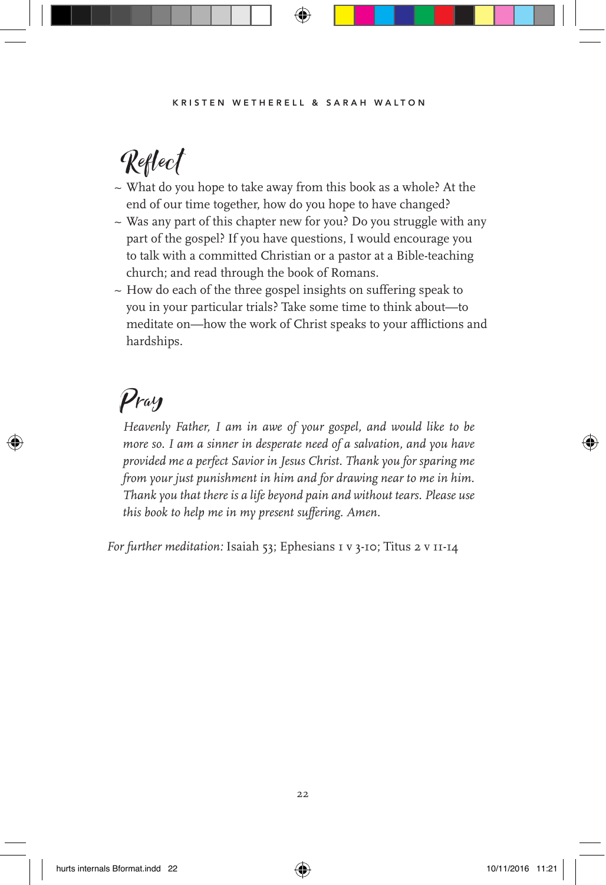## Reflect

- What do you hope to take away from this book as a whole? At the end of our time together, how do you hope to have changed?
- Was any part of this chapter new for you? Do you struggle with any part of the gospel? If you have questions, I would encourage you to talk with a committed Christian or a pastor at a Bible-teaching church; and read through the book of Romans.
- How do each of the three gospel insights on suffering speak to you in your particular trials? Take some time to think about—to meditate on—how the work of Christ speaks to your afflictions and hardships.

## Pray

*Heavenly Father, I am in awe of your gospel, and would like to be more so. I am a sinner in desperate need of a salvation, and you have provided me a perfect Savior in Jesus Christ. Thank you for sparing me from your just punishment in him and for drawing near to me in him. Thank you that there is a life beyond pain and without tears. Please use this book to help me in my present suffering. Amen.*

*For further meditation:* Isaiah 53; Ephesians 1 v 3-10; Titus 2 v 11-14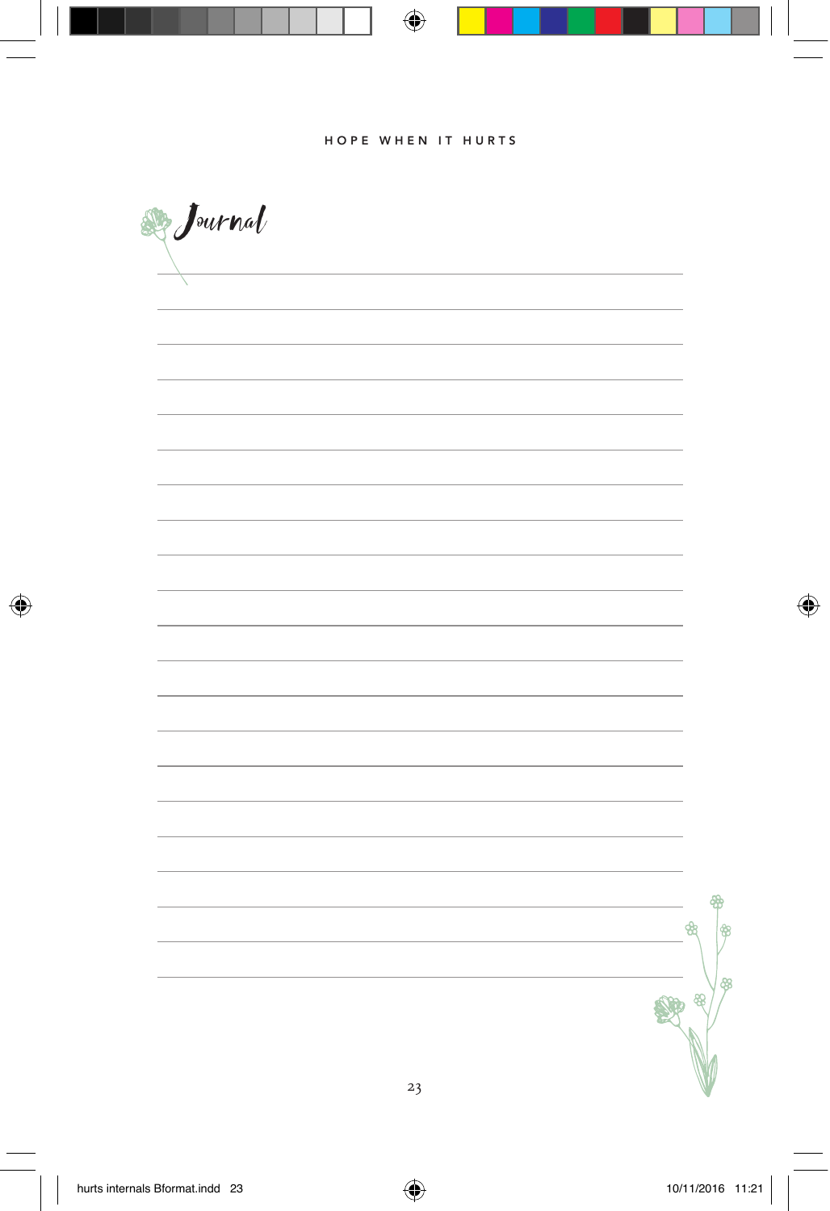# Journal